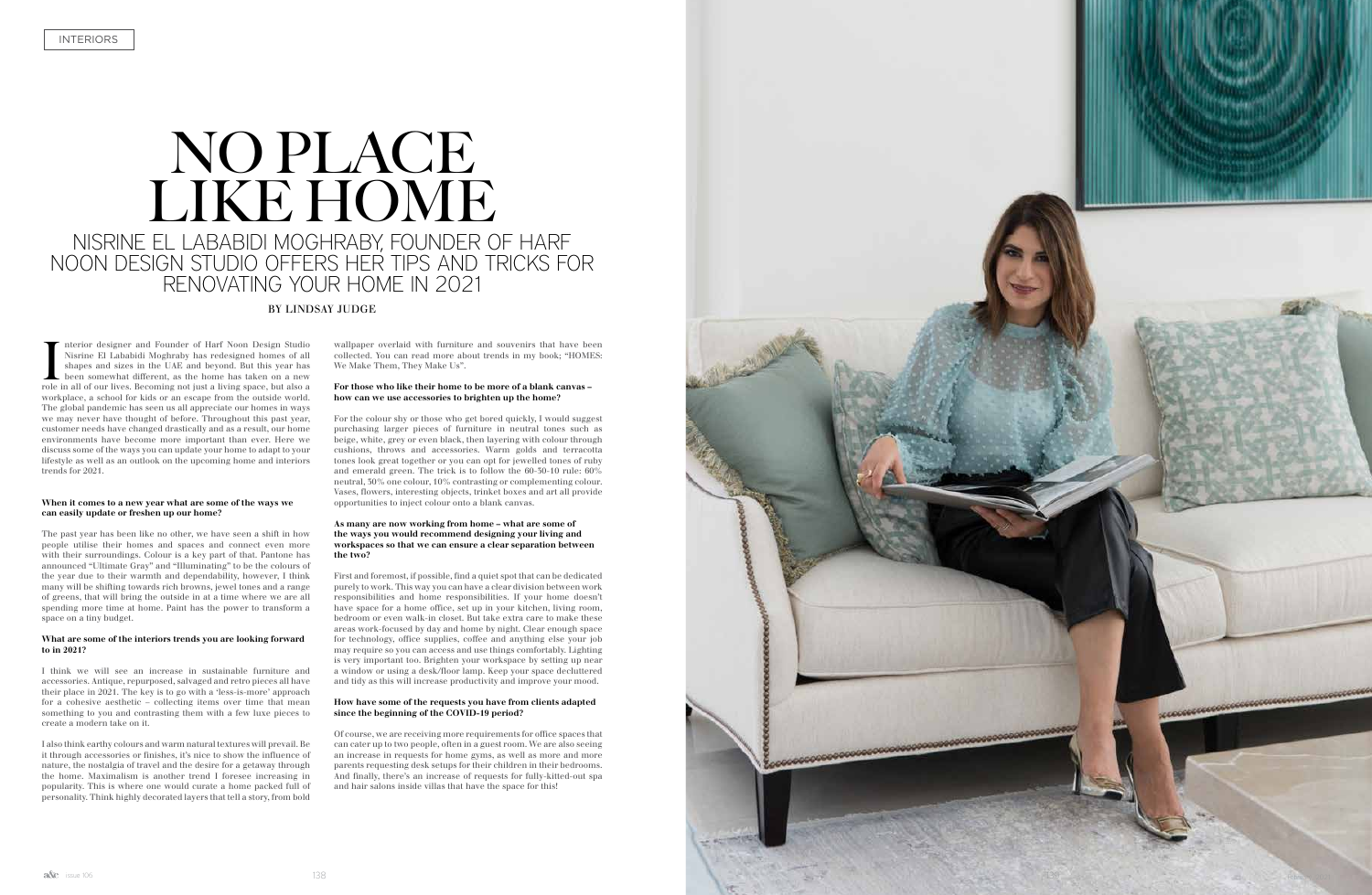INTERIORS

# NO PLACE LIKE HOME

## NISRINE EL LABABIDI MOGHRABY, FOUNDER OF HARF NOON DESIGN STUDIO OFFERS HER TIPS AND TRICKS FOR RENOVATING YOUR HOME IN 2021

BY LINDSAY JUDGE

Interior designer and Founder of Harf Noon Design Studio Nisrine El Lababidi Moghraby has redesigned homes of all shapes and sizes in the UAE and beyond. But this year has been somewhat different, as the home has taken on a new role in all of our lives. Becoming not just a living space, but also a workplace, a school for kids or an escape from the outside world. The global pandemic has seen us all appreciate our homes in ways we may never have thought of before. Throughout this past year, customer needs have changed drastically and as a result, our home environments have become more important than ever. Here we discuss some of the ways you can update your home to adapt to your lifestyle as well as an outlook on the upcoming home and interiors trends for 2021.

**When it comes to a new year what are some of the ways we can easily update or freshen up our home?**

The past year has been like no other, we have seen a shift in how people utilise their homes and spaces and connect even more with their surroundings. Colour is a key part of that. Pantone has announced "Ultimate Gray" and "Illuminating" to be the colours of the year due to their warmth and dependability, however, I think many will be shifting towards rich browns, jewel tones and a range of greens, that will bring the outside in at a time where we are all spending more time at home. Paint has the power to transform a space on a tiny budget.

**What are some of the interiors trends you are looking forward to in 2021?**

I think we will see an increase in sustainable furniture and accessories. Antique, repurposed, salvaged and retro pieces all have their place in 2021. The key is to go with a 'less-is-more' approach for a cohesive aesthetic – collecting items over time that mean something to you and contrasting them with a few luxe pieces to create a modern take on it.

I also think earthy colours and warm natural textures will prevail. Be it through accessories or finishes, it's nice to show the influence of nature, the nostalgia of travel and the desire for a getaway through the home. Maximalism is another trend I foresee increasing in popularity. This is where one would curate a home packed full of personality. Think highly decorated layers that tell a story, from bold wallpaper overlaid with furniture and souvenirs that have been collected. You can read more about trends in my book; "HOMES: We Make Them, They Make Us".

**For those who like their home to be more of a blank canvas – how can we use accessories to brighten up the home?**

For the colour shy or those who get bored quickly, I would suggest purchasing larger pieces of furniture in neutral tones such as beige, white, grey or even black, then layering with colour through cushions, throws and accessories. Warm golds and terracotta tones look great together or you can opt for jewelled tones of ruby and emerald green. The trick is to follow the 60-30-10 rule: 60% neutral, 30% one colour, 10% contrasting or complementing colour. Vases, flowers, interesting objects, trinket boxes and art all provide opportunities to inject colour onto a blank canvas.

**As many are now working from home – what are some of the ways you would recommend designing your living and workspaces so that we can ensure a clear separation between the two?**

First and foremost, if possible, find a quiet spot that can be dedicated purely to work. This way you can have a clear division between work responsibilities and home responsibilities. If your home doesn't have space for a home office, set up in your kitchen, living room, bedroom or even walk-in closet. But take extra care to make these areas work-focused by day and home by night. Clear enough space for technology, office supplies, coffee and anything else your job may require so you can access and use things comfortably. Lighting is very important too. Brighten your workspace by setting up near a window or using a desk/floor lamp. Keep your space decluttered and tidy as this will increase productivity and improve your mood.

**How have some of the requests you have from clients adapted since the beginning of the COVID-19 period?**

Of course, we are receiving more requirements for office spaces that can cater up to two people, often in a guest room. We are also seeing an increase in requests for home gyms, as well as more and more parents requesting desk setups for their children in their bedrooms. And finally, there's an increase of requests for fully-kitted-out spa and hair salons inside villas that have the space for this!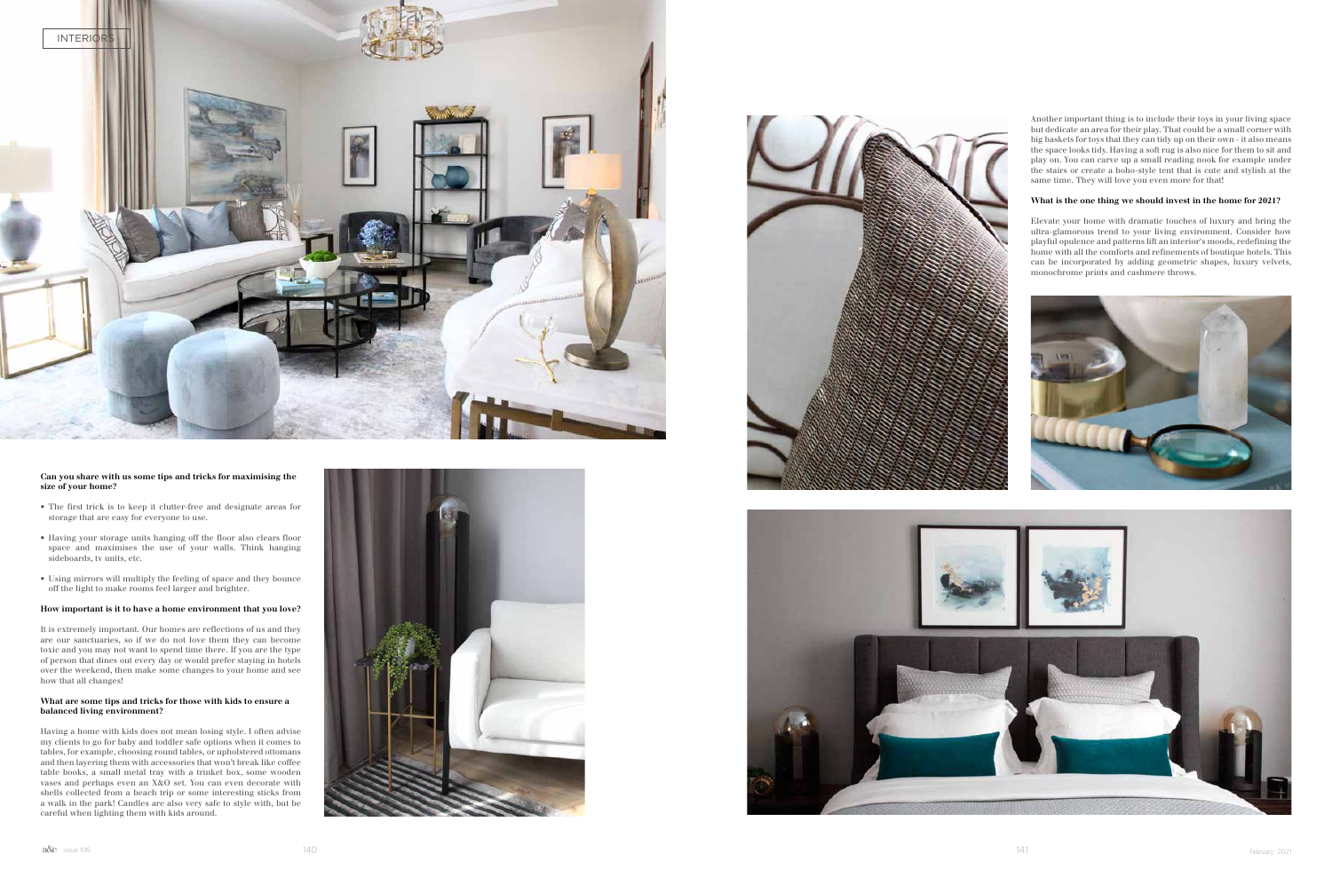**Can you share with us some tips and tricks for maximising the size of your home?**

- The first trick is to keep it clutter-free and designate areas for storage that are easy for everyone to use.
- Having your storage units hanging off the floor also clears floor space and maximises the use of your walls. Think hanging sideboards, tv units, etc.
- Using mirrors will multiply the feeling of space and they bounce off the light to make rooms feel larger and brighter.

**How important is it to have a home environment that you love?**

It is extremely important. Our homes are reflections of us and they are our sanctuaries, so if we do not love them they can become toxic and you may not want to spend time there. If you are the type of person that dines out every day or would prefer staying in hotels over the weekend, then make some changes to your home and see how that all changes!

**What are some tips and tricks for those with kids to ensure a balanced living environment?**

Having a home with kids does not mean losing style. I often advise my clients to go for baby and toddler safe options when it comes to tables, for example, choosing round tables, or upholstered ottomans and then layering them with accessories that won't break like coffee table books, a small metal tray with a trinket box, some wooden vases and perhaps even an X&O set. You can even decorate with shells collected from a beach trip or some interesting sticks from a walk in the park! Candles are also very safe to style with, but be careful when lighting them with kids around.

Another important thing is to include their toys in your living space but dedicate an area for their play. That could be a small corner with big baskets for toys that they can tidy up on their own - it also means the space looks tidy. Having a soft rug is also nice for them to sit and play on. You can carve up a small reading nook for example under the stairs or create a boho-style tent that is cute and stylish at the same time. They will love you even more for that!

**What is the one thing we should invest in the home for 2021?**

Elevate your home with dramatic touches of luxury and bring the ultra-glamorous trend to your living environment. Consider how playful opulence and patterns lift an interior's moods, redefining the home with all the comforts and refinements of boutique hotels. This can be incorporated by adding geometric shapes, luxury velvets, monochrome prints and cashmere throws.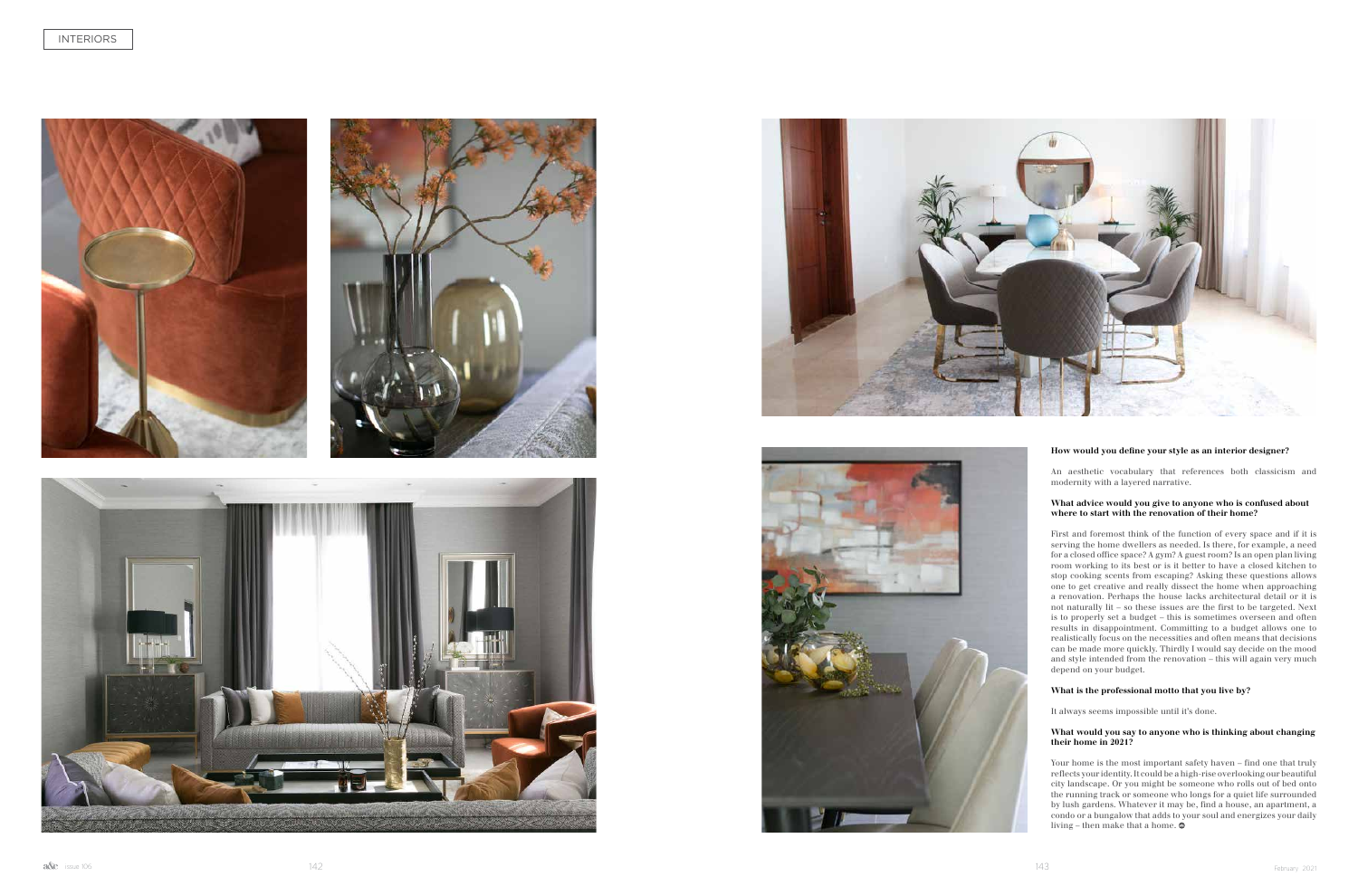**How would you define your style as an interior designer?**

An aesthetic vocabulary that references both classicism and modernity with a layered narrative.

**What advice would you give to anyone who is confused about where to start with the renovation of their home?**

First and foremost think of the function of every space and if it is serving the home dwellers as needed. Is there, for example, a need for a closed office space? A gym? A guest room? Is an open plan living room working to its best or is it better to have a closed kitchen to stop cooking scents from escaping? Asking these questions allows one to get creative and really dissect the home when approaching a renovation. Perhaps the house lacks architectural detail or it is not naturally lit – so these issues are the first to be targeted. Next is to properly set a budget – this is sometimes overseen and often results in disappointment. Committing to a budget allows one to realistically focus on the necessities and often means that decisions can be made more quickly. Thirdly I would say decide on the mood and style intended from the renovation – this will again very much depend on your budget.

**What is the professional motto that you live by?**

It always seems impossible until it's done.

**What would you say to anyone who is thinking about changing their home in 2021?**

Your home is the most important safety haven – find one that truly reflects your identity. It could be a high-rise overlooking our beautiful city landscape. Or you might be someone who rolls out of bed onto the running track or someone who longs for a quiet life surrounded by lush gardens. Whatever it may be, find a house, an apartment, a condo or a bungalow that adds to your soul and energizes your daily living – then make that a home.